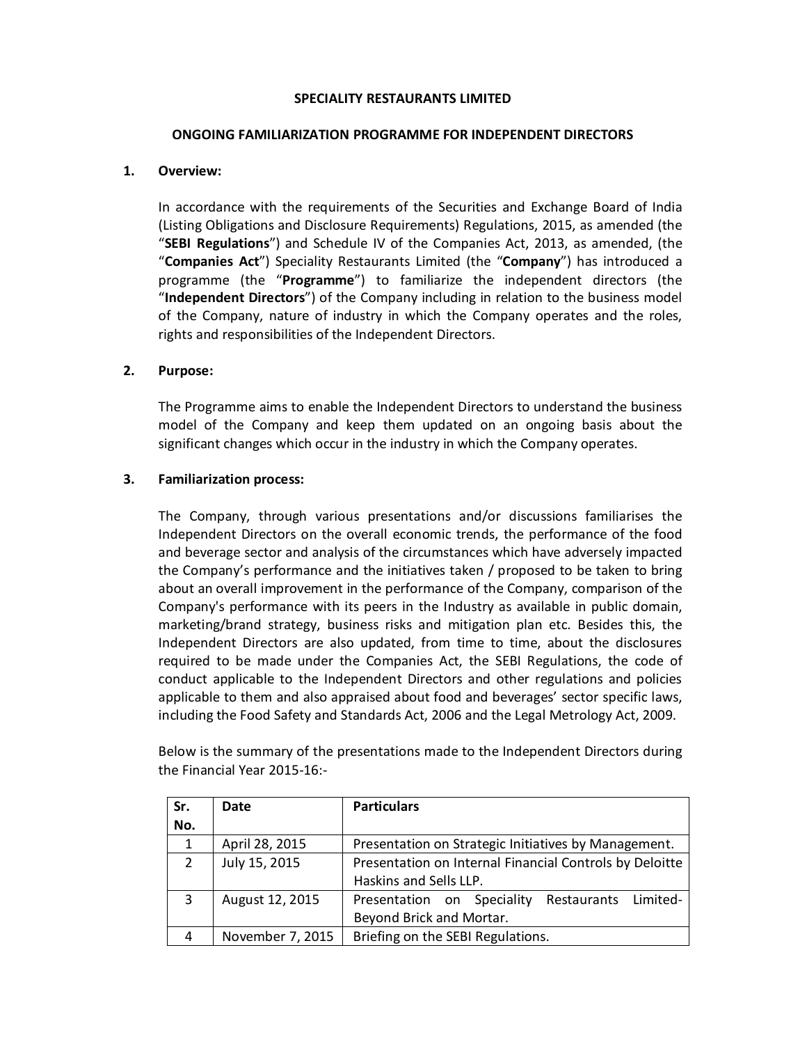# SPECIALITY RESTAURANTS LIMITED

## ONGOING FAMILIARIZATION PROGRAMME FOR INDEPENDENT DIRECTORS

### 1. Overview:

In accordance with the requirements of the Securities and Exchange Board of India (Listing Obligations and Disclosure Requirements) Regulations, 2015, as amended (the "**SEBI Regulations**") and Schedule IV of the Companies Act, 2013, as amended, (the "**Companies Act**") Speciality Restaurants Limited (the "**Company**") has introduced a programme (the "**Programme**") to familiarize the independent directors (the "**Independent Directors**") of the Company including in relation to the business model of the Company, nature of industry in which the Company operates and the roles, rights and responsibilities of the Independent Directors.

### 2. Purpose:

The Programme aims to enable the Independent Directors to understand the business model of the Company and keep them updated on an ongoing basis about the significant changes which occur in the industry in which the Company operates.

### 3. Familiarization process:

The Company, through various presentations and/or discussions familiarises the Independent Directors on the overall economic trends, the performance of the food and beverage sector and analysis of the circumstances which have adversely impacted the Company's performance and the initiatives taken / proposed to be taken to bring about an overall improvement in the performance of the Company, comparison of the Company's performance with its peers in the Industry as available in public domain, marketing/brand strategy, business risks and mitigation plan etc. Besides this, the Independent Directors are also updated, from time to time, about the disclosures required to be made under the Companies Act, the SEBI Regulations, the code of conduct applicable to the Independent Directors and other regulations and policies applicable to them and also appraised about food and beverages' sector specific laws, including the Food Safety and Standards Act, 2006 and the Legal Metrology Act, 2009.

Below is the summary of the presentations made to the Independent Directors during the Financial Year 2015-16:-

| Sr. No. | Date | Particulars |
|---|---|---|
| 1 | April 28, 2015 | Presentation on Strategic Initiatives by Management. |
| 2 | July 15, 2015 | Presentation on Internal Financial Controls by Deloitte Haskins and Sells LLP. |
| 3 | August 12, 2015 | Presentation on Speciality Restaurants Limited-Beyond Brick and Mortar. |
| 4 | November 7, 2015 | Briefing on the SEBI Regulations. |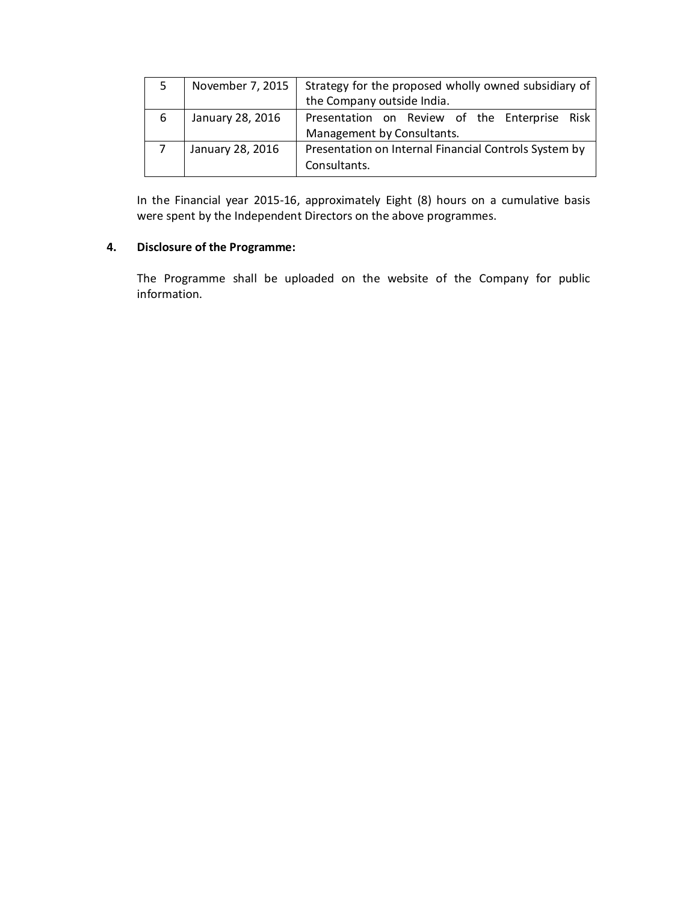| | | |
|---|---|---|
| 5 | November 7, 2015 | Strategy for the proposed wholly owned subsidiary of the Company outside India. |
| 6 | January 28, 2016 | Presentation on Review of the Enterprise Risk Management by Consultants. |
| 7 | January 28, 2016 | Presentation on Internal Financial Controls System by Consultants. |

In the Financial year 2015-16, approximately Eight (8) hours on a cumulative basis were spent by the Independent Directors on the above programmes.

**4. Disclosure of the Programme:**

The Programme shall be uploaded on the website of the Company for public information.